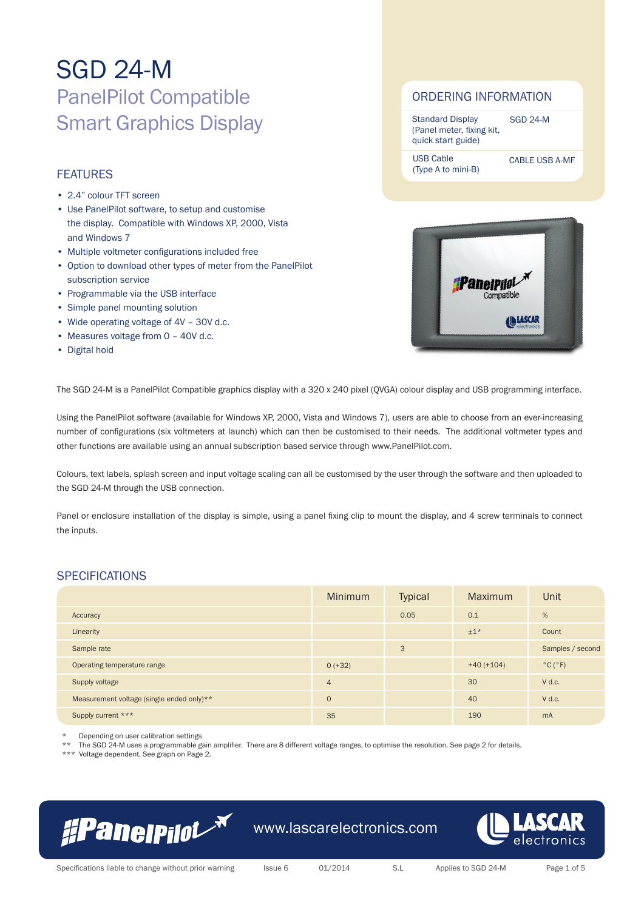# SGD 24-M

## PanelPilot Compatible Smart Graphics Display

## ORDERING INFORMATION

| | |
|---|---|
| Standard Display (Panel meter, fixing kit, quick start guide) | SGD 24-M |
| USB Cable (Type A to mini-B) | CABLE USB A-MF |

## FEATURES

- 2.4" colour TFT screen
- Use PanelPilot software, to setup and customise the display. Compatible with Windows XP, 2000, Vista and Windows 7
- Multiple voltmeter configurations included free
- Option to download other types of meter from the PanelPilot subscription service
- Programmable via the USB interface
- Simple panel mounting solution
- Wide operating voltage of 4V – 30V d.c.
- Measures voltage from 0 – 40V d.c.
- Digital hold

The SGD 24-M is a PanelPilot Compatible graphics display with a 320 x 240 pixel (QVGA) colour display and USB programming interface.

Using the PanelPilot software (available for Windows XP, 2000, Vista and Windows 7), users are able to choose from an ever-increasing number of configurations (six voltmeters at launch) which can then be customised to their needs. The additional voltmeter types and other functions are available using an annual subscription based service through www.PanelPilot.com.

Colours, text labels, splash screen and input voltage scaling can all be customised by the user through the software and then uploaded to the SGD 24-M through the USB connection.

Panel or enclosure installation of the display is simple, using a panel fixing clip to mount the display, and 4 screw terminals to connect the inputs.

## SPECIFICATIONS

| | Minimum | Typical | Maximum | Unit |
|---|---|---|---|---|
| Accuracy | | 0.05 | 0.1 | % |
| Linearity | | | ±1* | Count |
| Sample rate | | 3 | | Samples / second |
| Operating temperature range | 0 (+32) | | +40 (+104) | °C (°F) |
| Supply voltage | 4 | | 30 | V d.c. |
| Measurement voltage (single ended only)** | 0 | | 40 | V d.c. |
| Supply current *** | 35 | | 190 | mA |

\* Depending on user calibration settings
** The SGD 24-M uses a programmable gain amplifier. There are 8 different voltage ranges, to optimise the resolution. See page 2 for details.
*** Voltage dependent. See graph on Page 2.

www.lascarelectronics.com

Specifications liable to change without prior warning | Issue 6 | 01/2014 | S.L | Applies to SGD 24-M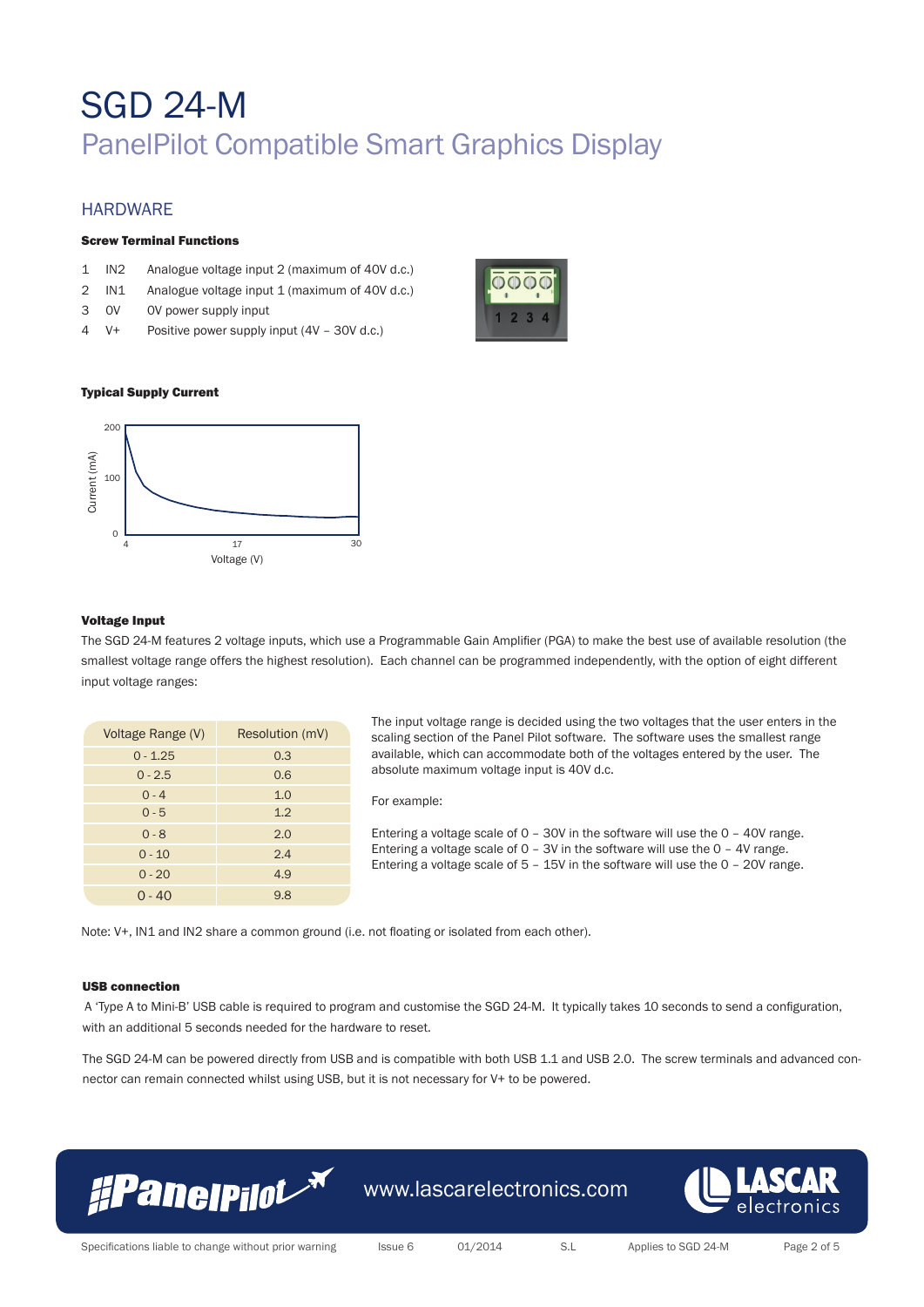# SGD 24-M

## PanelPilot Compatible Smart Graphics Display

### HARDWARE

**Screw Terminal Functions**

1 IN2 Analogue voltage input 2 (maximum of 40V d.c.)
2 IN1 Analogue voltage input 1 (maximum of 40V d.c.)
3 0V 0V power supply input
4 V+ Positive power supply input (4V – 30V d.c.)

**Typical Supply Current**

**Voltage Input**

The SGD 24-M features 2 voltage inputs, which use a Programmable Gain Amplifier (PGA) to make the best use of available resolution (the smallest voltage range offers the highest resolution). Each channel can be programmed independently, with the option of eight different input voltage ranges:

| Voltage Range (V) | Resolution (mV) |
|---|---|
| 0 - 1.25 | 0.3 |
| 0 - 2.5 | 0.6 |
| 0 - 4 | 1.0 |
| 0 - 5 | 1.2 |
| 0 - 8 | 2.0 |
| 0 - 10 | 2.4 |
| 0 - 20 | 4.9 |
| 0 - 40 | 9.8 |

The input voltage range is decided using the two voltages that the user enters in the scaling section of the Panel Pilot software. The software uses the smallest range available, which can accommodate both of the voltages entered by the user. The absolute maximum voltage input is 40V d.c.

For example:

Entering a voltage scale of 0 – 30V in the software will use the 0 – 40V range.
Entering a voltage scale of 0 – 3V in the software will use the 0 – 4V range.
Entering a voltage scale of 5 – 15V in the software will use the 0 – 20V range.

Note: V+, IN1 and IN2 share a common ground (i.e. not floating or isolated from each other).

**USB connection**

A 'Type A to Mini-B' USB cable is required to program and customise the SGD 24-M. It typically takes 10 seconds to send a configuration, with an additional 5 seconds needed for the hardware to reset.

The SGD 24-M can be powered directly from USB and is compatible with both USB 1.1 and USB 2.0. The screw terminals and advanced connector can remain connected whilst using USB, but it is not necessary for V+ to be powered.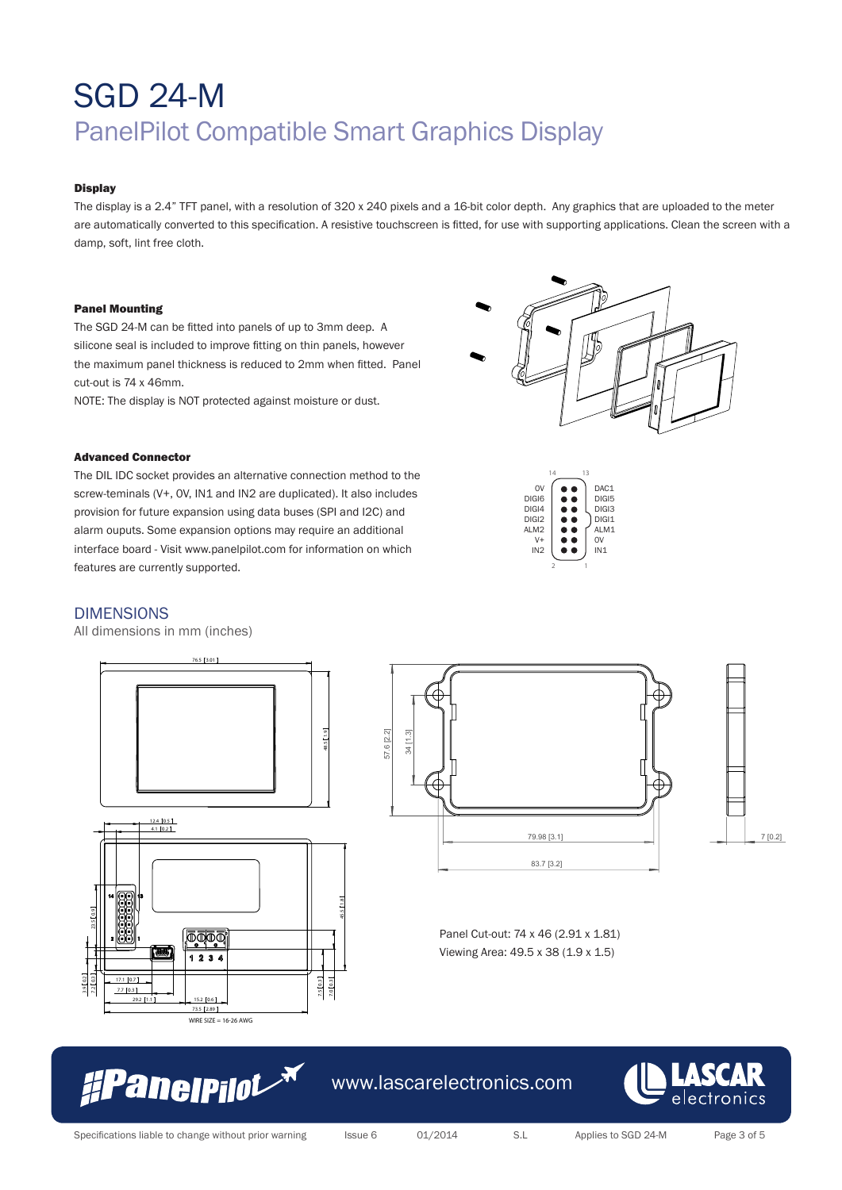# SGD 24-M

## PanelPilot Compatible Smart Graphics Display

### Display

The display is a 2.4" TFT panel, with a resolution of 320 x 240 pixels and a 16-bit color depth. Any graphics that are uploaded to the meter are automatically converted to this specification. A resistive touchscreen is fitted, for use with supporting applications. Clean the screen with a damp, soft, lint free cloth.

### Panel Mounting

The SGD 24-M can be fitted into panels of up to 3mm deep. A silicone seal is included to improve fitting on thin panels, however the maximum panel thickness is reduced to 2mm when fitted. Panel cut-out is 74 x 46mm.

NOTE: The display is NOT protected against moisture or dust.

### Advanced Connector

The DIL IDC socket provides an alternative connection method to the screw-terminals (V+, 0V, IN1 and IN2 are duplicated). It also includes provision for future expansion using data buses (SPI and I2C) and alarm ouputs. Some expansion options may require an additional interface board - Visit www.panelpilot.com for information on which features are currently supported.

| Pin | Signal | Pin | Signal |
|---|---|---|---|
| 14 | 0V | 13 | DAC1 |
| | DIGI6 | | DIGI5 |
| | DIGI4 | | DIGI3 |
| | DIGI2 | | DIGI1 |
| | ALM2 | | ALM1 |
| | V+ | | 0V |
| 2 | IN2 | 1 | IN1 |

## DIMENSIONS

All dimensions in mm (inches)

Panel Cut-out: 74 x 46 (2.91 x 1.81)

Viewing Area: 49.5 x 38 (1.9 x 1.5)

WIRE SIZE = 16-26 AWG

www.lascarelectronics.com

Specifications liable to change without prior warning — Issue 6 — 01/2014 — S.L — Applies to SGD 24-M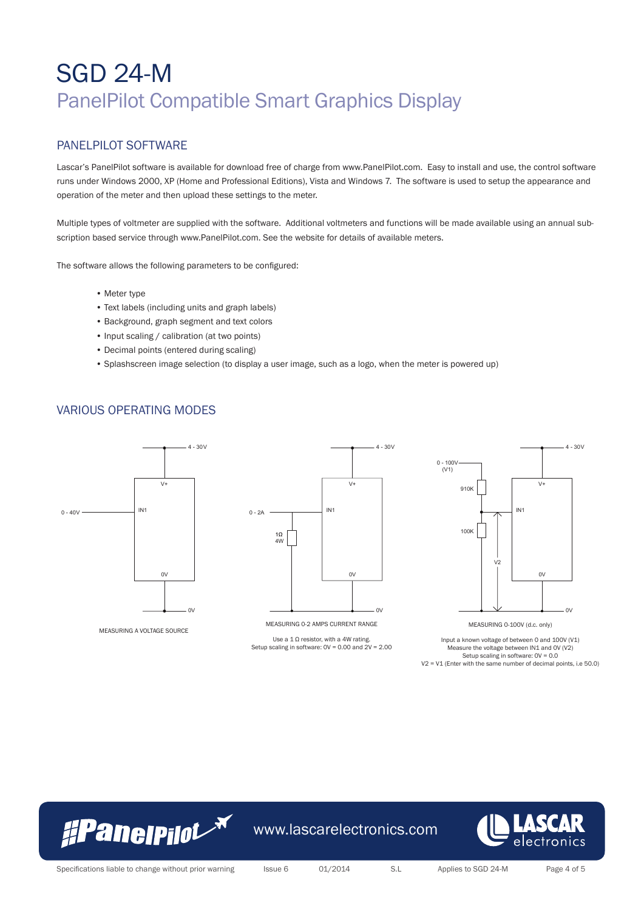# SGD 24-M

## PanelPilot Compatible Smart Graphics Display

### PANELPILOT SOFTWARE

Lascar's PanelPilot software is available for download free of charge from www.PanelPilot.com. Easy to install and use, the control software runs under Windows 2000, XP (Home and Professional Editions), Vista and Windows 7. The software is used to setup the appearance and operation of the meter and then upload these settings to the meter.

Multiple types of voltmeter are supplied with the software. Additional voltmeters and functions will be made available using an annual subscription based service through www.PanelPilot.com. See the website for details of available meters.

The software allows the following parameters to be configured:

- Meter type
- Text labels (including units and graph labels)
- Background, graph segment and text colors
- Input scaling / calibration (at two points)
- Decimal points (entered during scaling)
- Splashscreen image selection (to display a user image, such as a logo, when the meter is powered up)

### VARIOUS OPERATING MODES

4 - 30V

V+

0 - 40V IN1

0V

0V

MEASURING A VOLTAGE SOURCE

4 - 30V

V+

0 - 2A IN1

1Ω 4W

0V

0V

MEASURING 0-2 AMPS CURRENT RANGE

Use a 1 Ω resistor, with a 4W rating.
Setup scaling in software: 0V = 0.00 and 2V = 2.00

0 - 100V (V1)

4 - 30V

910K

V+

IN1

100K

V2

0V

0V

MEASURING 0-100V (d.c. only)

Input a known voltage of between 0 and 100V (V1)
Measure the voltage between IN1 and 0V (V2)
Setup scaling in software: 0V = 0.0
V2 = V1 (Enter with the same number of decimal points, i.e 50.0)

PanelPilot www.lascarelectronics.com LASCAR electronics

Specifications liable to change without prior warning Issue 6 01/2014 S.L Applies to SGD 24-M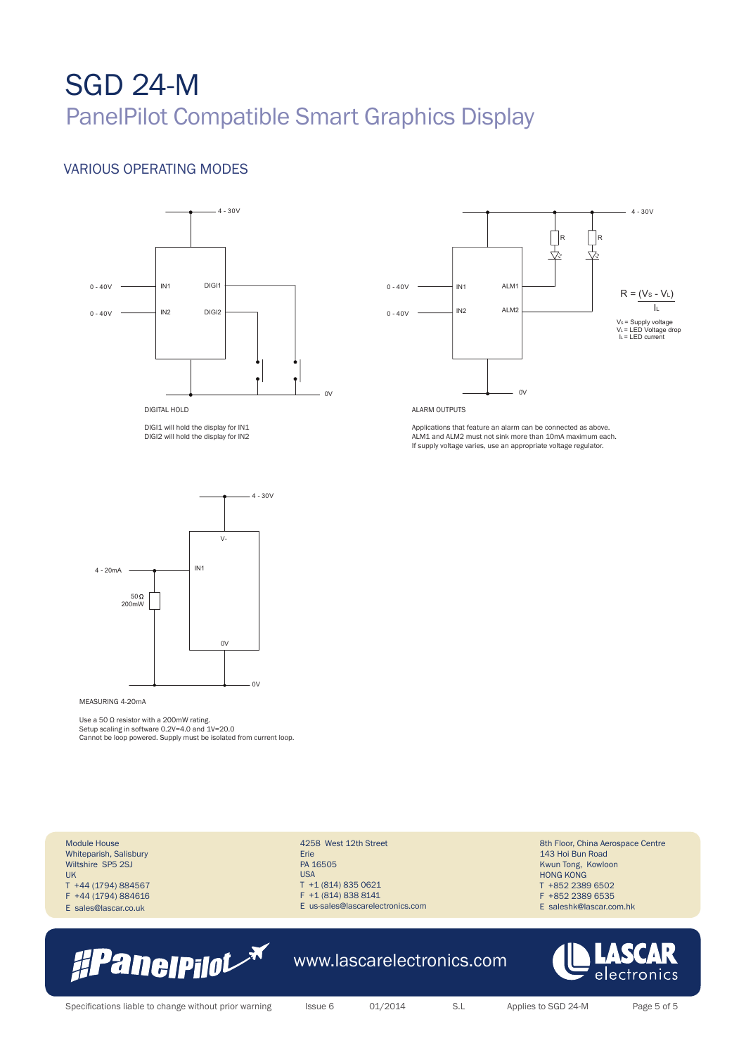# SGD 24-M

## PanelPilot Compatible Smart Graphics Display

### VARIOUS OPERATING MODES

4 - 30V

0 - 40V

0 - 40V

IN1

IN2

DIGI1

DIGI2

0V

DIGITAL HOLD

DIGI1 will hold the display for IN1
DIGI2 will hold the display for IN2

4 - 30V

R

R

0 - 40V

0 - 40V

IN1

IN2

ALM1

ALM2

0V

$$R = \frac{(V_S - V_L)}{I_L}$$

$V_S$ = Supply voltage
$V_L$ = LED Voltage drop
$I_L$ = LED current

ALARM OUTPUTS

Applications that feature an alarm can be connected as above.
ALM1 and ALM2 must not sink more than 10mA maximum each.
If supply voltage varies, use an appropriate voltage regulator.

4 - 30V

V-

4 - 20mA

IN1

50 Ω
200mW

0V

0V

MEASURING 4-20mA

Use a 50 Ω resistor with a 200mW rating.
Setup scaling in software 0.2V=4.0 and 1V=20.0
Cannot be loop powered. Supply must be isolated from current loop.

Module House
Whiteparish, Salisbury
Wiltshire SP5 2SJ
UK
T +44 (1794) 884567
F +44 (1794) 884616
E sales@lascar.co.uk

4258 West 12th Street
Erie
PA 16505
USA
T +1 (814) 835 0621
F +1 (814) 838 8141
E us-sales@lascarelectronics.com

8th Floor, China Aerospace Centre
143 Hoi Bun Road
Kwun Tong, Kowloon
HONG KONG
T +852 2389 6502
F +852 2389 6535
E saleshk@lascar.com.hk

PanelPilot

www.lascarelectronics.com

LASCAR electronics

Specifications liable to change without prior warning  Issue 6  01/2014  S.L  Applies to SGD 24-M